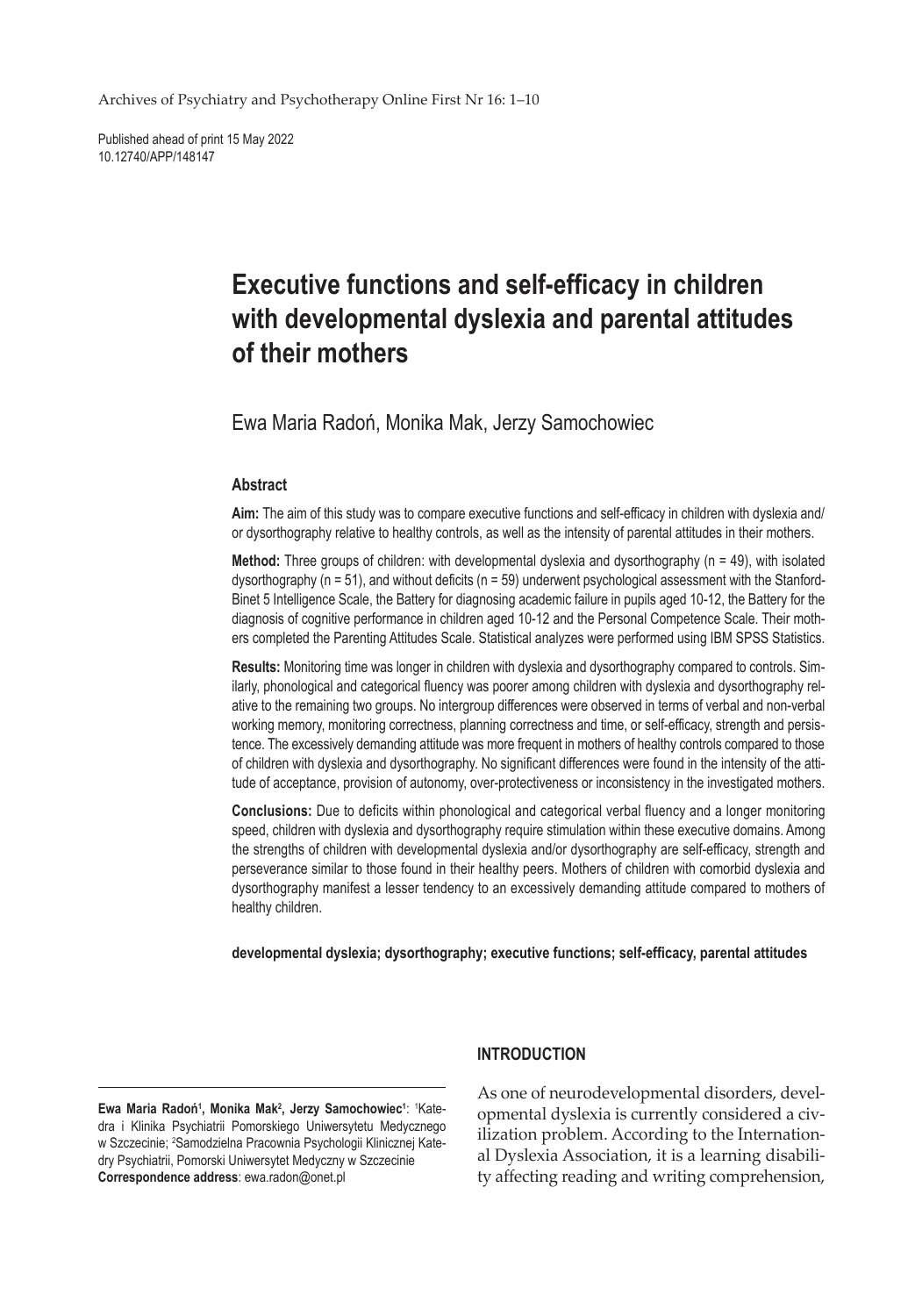Published ahead of print 15 May 2022
10.12740/APP/148147

# Executive functions and self-efficacy in children with developmental dyslexia and parental attitudes of their mothers

Ewa Maria Radoń, Monika Mak, Jerzy Samochowiec

### Abstract

**Aim:** The aim of this study was to compare executive functions and self-efficacy in children with dyslexia and/or dysorthography relative to healthy controls, as well as the intensity of parental attitudes in their mothers.

**Method:** Three groups of children: with developmental dyslexia and dysorthography (n = 49), with isolated dysorthography (n = 51), and without deficits (n = 59) underwent psychological assessment with the Stanford-Binet 5 Intelligence Scale, the Battery for diagnosing academic failure in pupils aged 10-12, the Battery for the diagnosis of cognitive performance in children aged 10-12 and the Personal Competence Scale. Their mothers completed the Parenting Attitudes Scale. Statistical analyzes were performed using IBM SPSS Statistics.

**Results:** Monitoring time was longer in children with dyslexia and dysorthography compared to controls. Similarly, phonological and categorical fluency was poorer among children with dyslexia and dysorthography relative to the remaining two groups. No intergroup differences were observed in terms of verbal and non-verbal working memory, monitoring correctness, planning correctness and time, or self-efficacy, strength and persistence. The excessively demanding attitude was more frequent in mothers of healthy controls compared to those of children with dyslexia and dysorthography. No significant differences were found in the intensity of the attitude of acceptance, provision of autonomy, over-protectiveness or inconsistency in the investigated mothers.

**Conclusions:** Due to deficits within phonological and categorical verbal fluency and a longer monitoring speed, children with dyslexia and dysorthography require stimulation within these executive domains. Among the strengths of children with developmental dyslexia and/or dysorthography are self-efficacy, strength and perseverance similar to those found in their healthy peers. Mothers of children with comorbid dyslexia and dysorthography manifest a lesser tendency to an excessively demanding attitude compared to mothers of healthy children.

**developmental dyslexia; dysorthography; executive functions; self-efficacy, parental attitudes**

## INTRODUCTION

As one of neurodevelopmental disorders, developmental dyslexia is currently considered a civilization problem. According to the International Dyslexia Association, it is a learning disability affecting reading and writing comprehension,

---

**Ewa Maria Radoń[1], Monika Mak[2], Jerzy Samochowiec[1]**: [1]Katedra i Klinika Psychiatrii Pomorskiego Uniwersytetu Medycznego w Szczecinie; [2]Samodzielna Pracownia Psychologii Klinicznej Katedry Psychiatrii, Pomorski Uniwersytet Medyczny w Szczecinie
**Correspondence address**: ewa.radon@onet.pl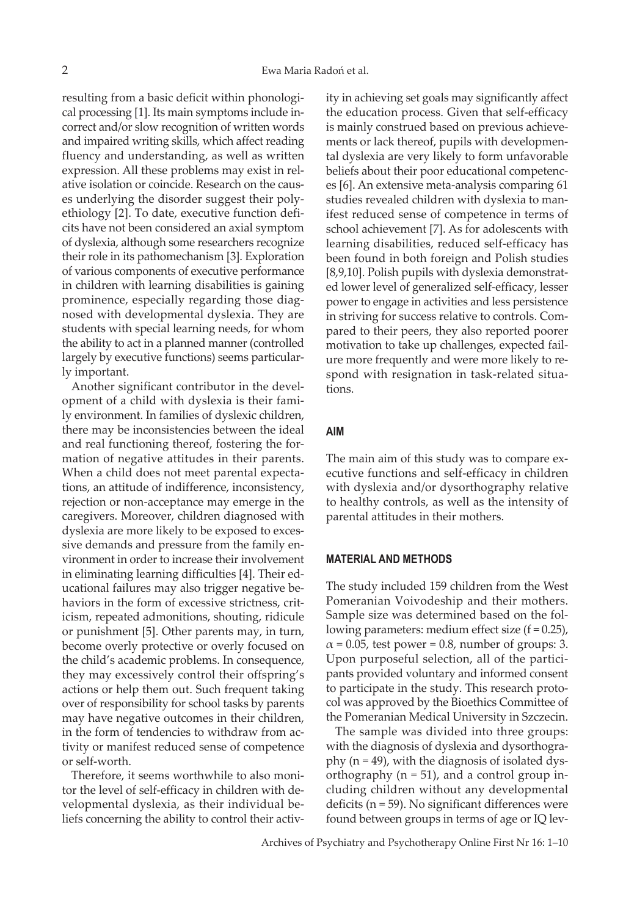resulting from a basic deficit within phonological processing [1]. Its main symptoms include incorrect and/or slow recognition of written words and impaired writing skills, which affect reading fluency and understanding, as well as written expression. All these problems may exist in relative isolation or coincide. Research on the causes underlying the disorder suggest their polyethiology [2]. To date, executive function deficits have not been considered an axial symptom of dyslexia, although some researchers recognize their role in its pathomechanism [3]. Exploration of various components of executive performance in children with learning disabilities is gaining prominence, especially regarding those diagnosed with developmental dyslexia. They are students with special learning needs, for whom the ability to act in a planned manner (controlled largely by executive functions) seems particularly important.

Another significant contributor in the development of a child with dyslexia is their family environment. In families of dyslexic children, there may be inconsistencies between the ideal and real functioning thereof, fostering the formation of negative attitudes in their parents. When a child does not meet parental expectations, an attitude of indifference, inconsistency, rejection or non-acceptance may emerge in the caregivers. Moreover, children diagnosed with dyslexia are more likely to be exposed to excessive demands and pressure from the family environment in order to increase their involvement in eliminating learning difficulties [4]. Their educational failures may also trigger negative behaviors in the form of excessive strictness, criticism, repeated admonitions, shouting, ridicule or punishment [5]. Other parents may, in turn, become overly protective or overly focused on the child's academic problems. In consequence, they may excessively control their offspring's actions or help them out. Such frequent taking over of responsibility for school tasks by parents may have negative outcomes in their children, in the form of tendencies to withdraw from activity or manifest reduced sense of competence or self-worth.

Therefore, it seems worthwhile to also monitor the level of self-efficacy in children with developmental dyslexia, as their individual beliefs concerning the ability to control their activity in achieving set goals may significantly affect the education process. Given that self-efficacy is mainly construed based on previous achievements or lack thereof, pupils with developmental dyslexia are very likely to form unfavorable beliefs about their poor educational competences [6]. An extensive meta-analysis comparing 61 studies revealed children with dyslexia to manifest reduced sense of competence in terms of school achievement [7]. As for adolescents with learning disabilities, reduced self-efficacy has been found in both foreign and Polish studies [8,9,10]. Polish pupils with dyslexia demonstrated lower level of generalized self-efficacy, lesser power to engage in activities and less persistence in striving for success relative to controls. Compared to their peers, they also reported poorer motivation to take up challenges, expected failure more frequently and were more likely to respond with resignation in task-related situations.

## AIM

The main aim of this study was to compare executive functions and self-efficacy in children with dyslexia and/or dysorthography relative to healthy controls, as well as the intensity of parental attitudes in their mothers.

## MATERIAL AND METHODS

The study included 159 children from the West Pomeranian Voivodeship and their mothers. Sample size was determined based on the following parameters: medium effect size ($f = 0.25$), $\alpha = 0.05$, test power = 0.8, number of groups: 3. Upon purposeful selection, all of the participants provided voluntary and informed consent to participate in the study. This research protocol was approved by the Bioethics Committee of the Pomeranian Medical University in Szczecin.

The sample was divided into three groups: with the diagnosis of dyslexia and dysorthography ($n = 49$), with the diagnosis of isolated dysorthography ($n = 51$), and a control group including children without any developmental deficits ($n = 59$). No significant differences were found between groups in terms of age or IQ lev-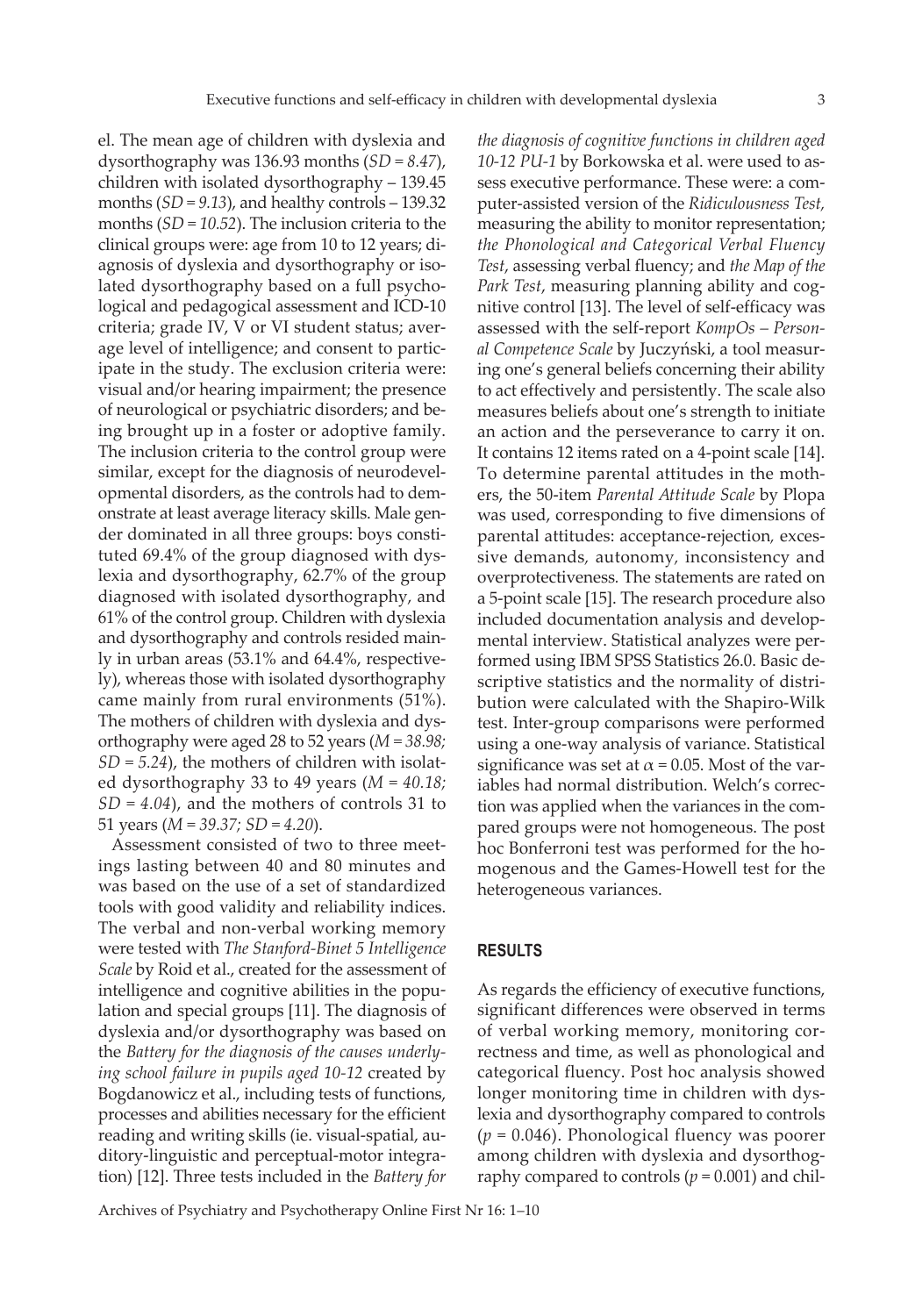el. The mean age of children with dyslexia and dysorthography was 136.93 months (*SD = 8.47*), children with isolated dysorthography – 139.45 months (*SD = 9.13*), and healthy controls – 139.32 months (*SD = 10.52*). The inclusion criteria to the clinical groups were: age from 10 to 12 years; diagnosis of dyslexia and dysorthography or isolated dysorthography based on a full psychological and pedagogical assessment and ICD-10 criteria; grade IV, V or VI student status; average level of intelligence; and consent to participate in the study. The exclusion criteria were: visual and/or hearing impairment; the presence of neurological or psychiatric disorders; and being brought up in a foster or adoptive family. The inclusion criteria to the control group were similar, except for the diagnosis of neurodevelopmental disorders, as the controls had to demonstrate at least average literacy skills. Male gender dominated in all three groups: boys constituted 69.4% of the group diagnosed with dyslexia and dysorthography, 62.7% of the group diagnosed with isolated dysorthography, and 61% of the control group. Children with dyslexia and dysorthography and controls resided mainly in urban areas (53.1% and 64.4%, respectively), whereas those with isolated dysorthography came mainly from rural environments (51%). The mothers of children with dyslexia and dysorthography were aged 28 to 52 years (*M = 38.98; SD = 5.24*), the mothers of children with isolated dysorthography 33 to 49 years (*M = 40.18; SD = 4.04*), and the mothers of controls 31 to 51 years (*M = 39.37; SD = 4.20*).

Assessment consisted of two to three meetings lasting between 40 and 80 minutes and was based on the use of a set of standardized tools with good validity and reliability indices. The verbal and non-verbal working memory were tested with *The Stanford-Binet 5 Intelligence Scale* by Roid et al., created for the assessment of intelligence and cognitive abilities in the population and special groups [11]. The diagnosis of dyslexia and/or dysorthography was based on the *Battery for the diagnosis of the causes underlying school failure in pupils aged 10-12* created by Bogdanowicz et al., including tests of functions, processes and abilities necessary for the efficient reading and writing skills (ie. visual-spatial, auditory-linguistic and perceptual-motor integration) [12]. Three tests included in the *Battery for the diagnosis of cognitive functions in children aged 10-12 PU-1* by Borkowska et al. were used to assess executive performance. These were: a computer-assisted version of the *Ridiculousness Test,* measuring the ability to monitor representation; *the Phonological and Categorical Verbal Fluency Test*, assessing verbal fluency; and *the Map of the Park Test*, measuring planning ability and cognitive control [13]. The level of self-efficacy was assessed with the self-report *KompOs – Personal Competence Scale* by Juczyński, a tool measuring one's general beliefs concerning their ability to act effectively and persistently. The scale also measures beliefs about one's strength to initiate an action and the perseverance to carry it on. It contains 12 items rated on a 4-point scale [14]. To determine parental attitudes in the mothers, the 50-item *Parental Attitude Scale* by Plopa was used, corresponding to five dimensions of parental attitudes: acceptance-rejection, excessive demands, autonomy, inconsistency and overprotectiveness. The statements are rated on a 5-point scale [15]. The research procedure also included documentation analysis and developmental interview. Statistical analyzes were performed using IBM SPSS Statistics 26.0. Basic descriptive statistics and the normality of distribution were calculated with the Shapiro-Wilk test. Inter-group comparisons were performed using a one-way analysis of variance. Statistical significance was set at $\alpha = 0.05$. Most of the variables had normal distribution. Welch's correction was applied when the variances in the compared groups were not homogeneous. The post hoc Bonferroni test was performed for the homogenous and the Games-Howell test for the heterogeneous variances.

## RESULTS

As regards the efficiency of executive functions, significant differences were observed in terms of verbal working memory, monitoring correctness and time, as well as phonological and categorical fluency. Post hoc analysis showed longer monitoring time in children with dyslexia and dysorthography compared to controls ($p = 0.046$). Phonological fluency was poorer among children with dyslexia and dysorthography compared to controls ($p = 0.001$) and chil-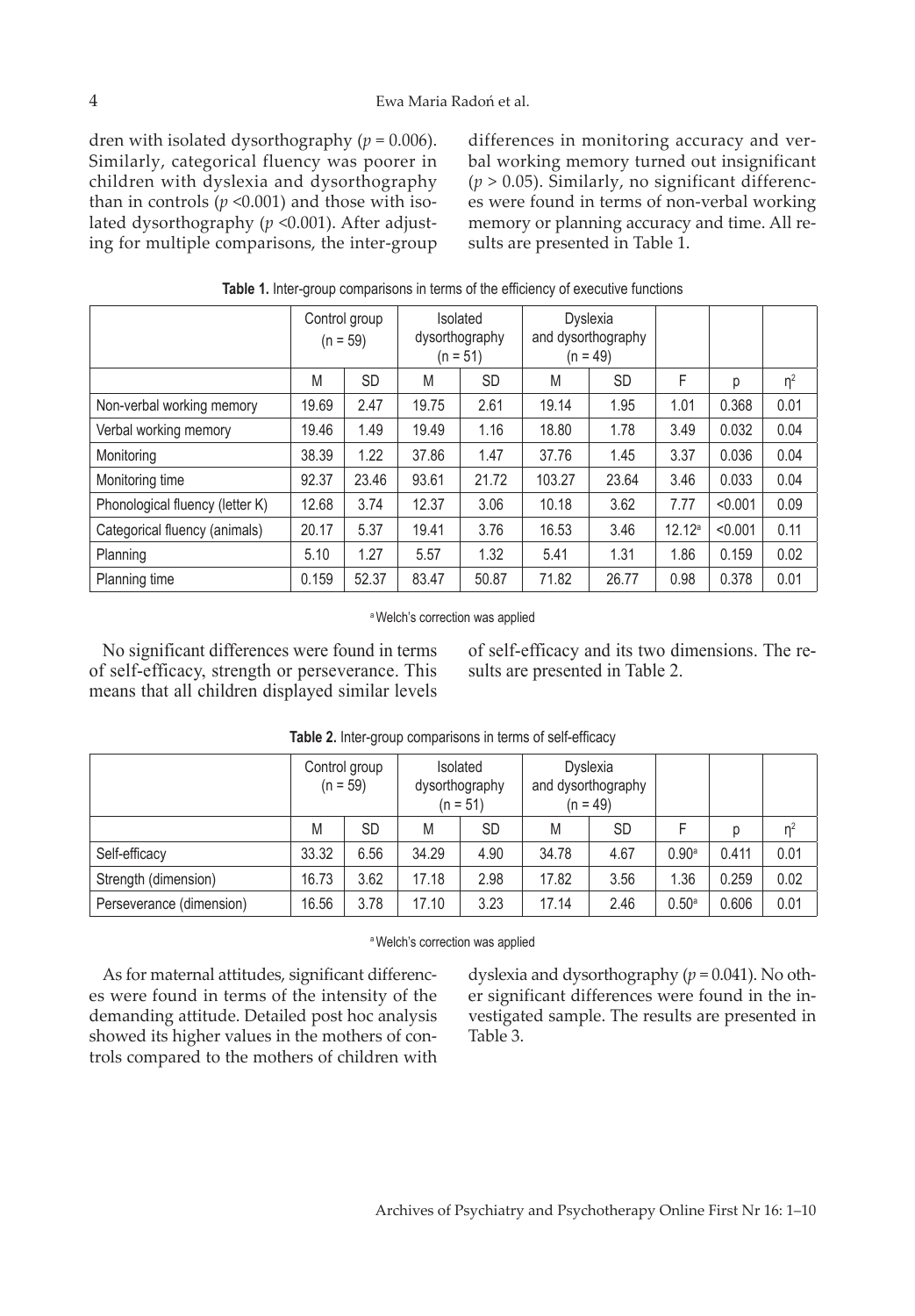dren with isolated dysorthography ($p = 0.006$). Similarly, categorical fluency was poorer in children with dyslexia and dysorthography than in controls ($p < 0.001$) and those with isolated dysorthography ($p < 0.001$). After adjusting for multiple comparisons, the inter-group differences in monitoring accuracy and verbal working memory turned out insignificant ($p > 0.05$). Similarly, no significant differences were found in terms of non-verbal working memory or planning accuracy and time. All results are presented in Table 1.

**Table 1.** Inter-group comparisons in terms of the efficiency of executive functions

| | Control group (n = 59) | | Isolated dysorthography (n = 51) | | Dyslexia and dysorthography (n = 49) | | | | |
|---|---|---|---|---|---|---|---|---|---|
| | M | SD | M | SD | M | SD | F | p | $\eta^2$ |
| Non-verbal working memory | 19.69 | 2.47 | 19.75 | 2.61 | 19.14 | 1.95 | 1.01 | 0.368 | 0.01 |
| Verbal working memory | 19.46 | 1.49 | 19.49 | 1.16 | 18.80 | 1.78 | 3.49 | 0.032 | 0.04 |
| Monitoring | 38.39 | 1.22 | 37.86 | 1.47 | 37.76 | 1.45 | 3.37 | 0.036 | 0.04 |
| Monitoring time | 92.37 | 23.46 | 93.61 | 21.72 | 103.27 | 23.64 | 3.46 | 0.033 | 0.04 |
| Phonological fluency (letter K) | 12.68 | 3.74 | 12.37 | 3.06 | 10.18 | 3.62 | 7.77 | <0.001 | 0.09 |
| Categorical fluency (animals) | 20.17 | 5.37 | 19.41 | 3.76 | 16.53 | 3.46 | 12.12[a] | <0.001 | 0.11 |
| Planning | 5.10 | 1.27 | 5.57 | 1.32 | 5.41 | 1.31 | 1.86 | 0.159 | 0.02 |
| Planning time | 0.159 | 52.37 | 83.47 | 50.87 | 71.82 | 26.77 | 0.98 | 0.378 | 0.01 |

[a] Welch's correction was applied

No significant differences were found in terms of self-efficacy, strength or perseverance. This means that all children displayed similar levels of self-efficacy and its two dimensions. The results are presented in Table 2.

**Table 2.** Inter-group comparisons in terms of self-efficacy

| | Control group (n = 59) | | Isolated dysorthography (n = 51) | | Dyslexia and dysorthography (n = 49) | | | | |
|---|---|---|---|---|---|---|---|---|---|
| | M | SD | M | SD | M | SD | F | p | $\eta^2$ |
| Self-efficacy | 33.32 | 6.56 | 34.29 | 4.90 | 34.78 | 4.67 | 0.90[a] | 0.411 | 0.01 |
| Strength (dimension) | 16.73 | 3.62 | 17.18 | 2.98 | 17.82 | 3.56 | 1.36 | 0.259 | 0.02 |
| Perseverance (dimension) | 16.56 | 3.78 | 17.10 | 3.23 | 17.14 | 2.46 | 0.50[a] | 0.606 | 0.01 |

[a] Welch's correction was applied

As for maternal attitudes, significant differences were found in terms of the intensity of the demanding attitude. Detailed post hoc analysis showed its higher values in the mothers of controls compared to the mothers of children with dyslexia and dysorthography ($p = 0.041$). No other significant differences were found in the investigated sample. The results are presented in Table 3.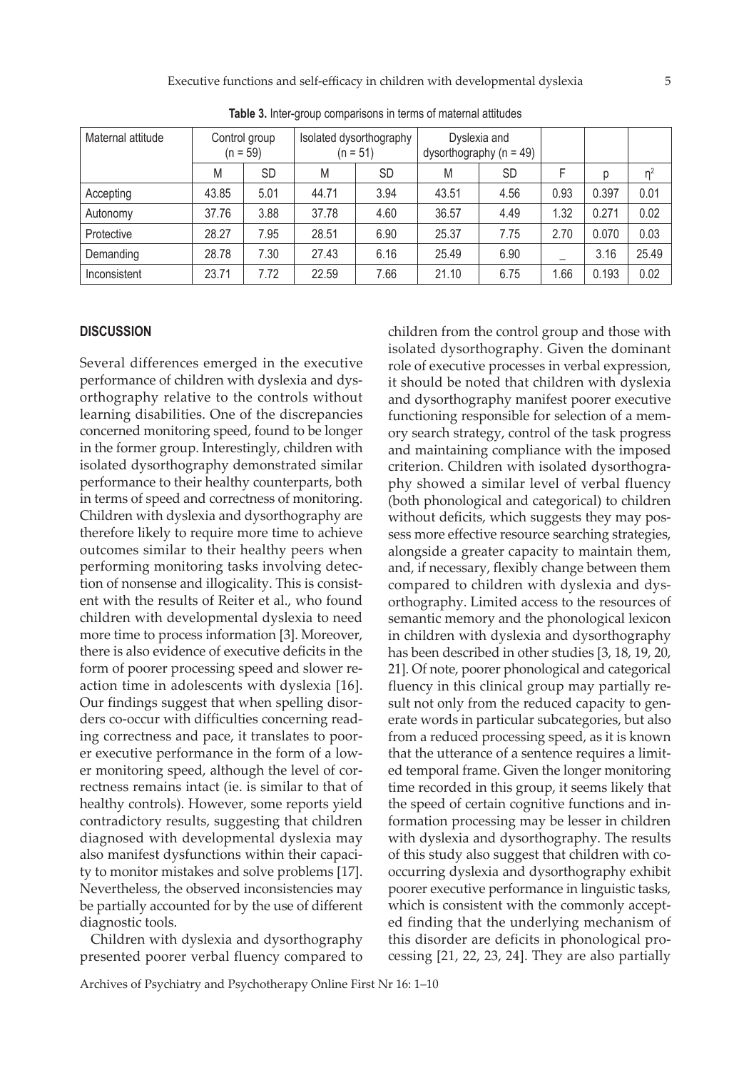**Table 3.** Inter-group comparisons in terms of maternal attitudes

| Maternal attitude | Control group (n = 59) | | Isolated dysorthography (n = 51) | | Dyslexia and dysorthography (n = 49) | | | | |
|---|---|---|---|---|---|---|---|---|---|
| | M | SD | M | SD | M | SD | F | p | $\eta^2$ |
| Accepting | 43.85 | 5.01 | 44.71 | 3.94 | 43.51 | 4.56 | 0.93 | 0.397 | 0.01 |
| Autonomy | 37.76 | 3.88 | 37.78 | 4.60 | 36.57 | 4.49 | 1.32 | 0.271 | 0.02 |
| Protective | 28.27 | 7.95 | 28.51 | 6.90 | 25.37 | 7.75 | 2.70 | 0.070 | 0.03 |
| Demanding | 28.78 | 7.30 | 27.43 | 6.16 | 25.49 | 6.90 | _ | 3.16 | 25.49 |
| Inconsistent | 23.71 | 7.72 | 22.59 | 7.66 | 21.10 | 6.75 | 1.66 | 0.193 | 0.02 |

## DISCUSSION

Several differences emerged in the executive performance of children with dyslexia and dysorthography relative to the controls without learning disabilities. One of the discrepancies concerned monitoring speed, found to be longer in the former group. Interestingly, children with isolated dysorthography demonstrated similar performance to their healthy counterparts, both in terms of speed and correctness of monitoring. Children with dyslexia and dysorthography are therefore likely to require more time to achieve outcomes similar to their healthy peers when performing monitoring tasks involving detection of nonsense and illogicality. This is consistent with the results of Reiter et al., who found children with developmental dyslexia to need more time to process information [3]. Moreover, there is also evidence of executive deficits in the form of poorer processing speed and slower reaction time in adolescents with dyslexia [16]. Our findings suggest that when spelling disorders co-occur with difficulties concerning reading correctness and pace, it translates to poorer executive performance in the form of a lower monitoring speed, although the level of correctness remains intact (ie. is similar to that of healthy controls). However, some reports yield contradictory results, suggesting that children diagnosed with developmental dyslexia may also manifest dysfunctions within their capacity to monitor mistakes and solve problems [17]. Nevertheless, the observed inconsistencies may be partially accounted for by the use of different diagnostic tools.

Children with dyslexia and dysorthography presented poorer verbal fluency compared to children from the control group and those with isolated dysorthography. Given the dominant role of executive processes in verbal expression, it should be noted that children with dyslexia and dysorthography manifest poorer executive functioning responsible for selection of a memory search strategy, control of the task progress and maintaining compliance with the imposed criterion. Children with isolated dysorthography showed a similar level of verbal fluency (both phonological and categorical) to children without deficits, which suggests they may possess more effective resource searching strategies, alongside a greater capacity to maintain them, and, if necessary, flexibly change between them compared to children with dyslexia and dysorthography. Limited access to the resources of semantic memory and the phonological lexicon in children with dyslexia and dysorthography has been described in other studies [3, 18, 19, 20, 21]. Of note, poorer phonological and categorical fluency in this clinical group may partially result not only from the reduced capacity to generate words in particular subcategories, but also from a reduced processing speed, as it is known that the utterance of a sentence requires a limited temporal frame. Given the longer monitoring time recorded in this group, it seems likely that the speed of certain cognitive functions and information processing may be lesser in children with dyslexia and dysorthography. The results of this study also suggest that children with co-occurring dyslexia and dysorthography exhibit poorer executive performance in linguistic tasks, which is consistent with the commonly accepted finding that the underlying mechanism of this disorder are deficits in phonological processing [21, 22, 23, 24]. They are also partially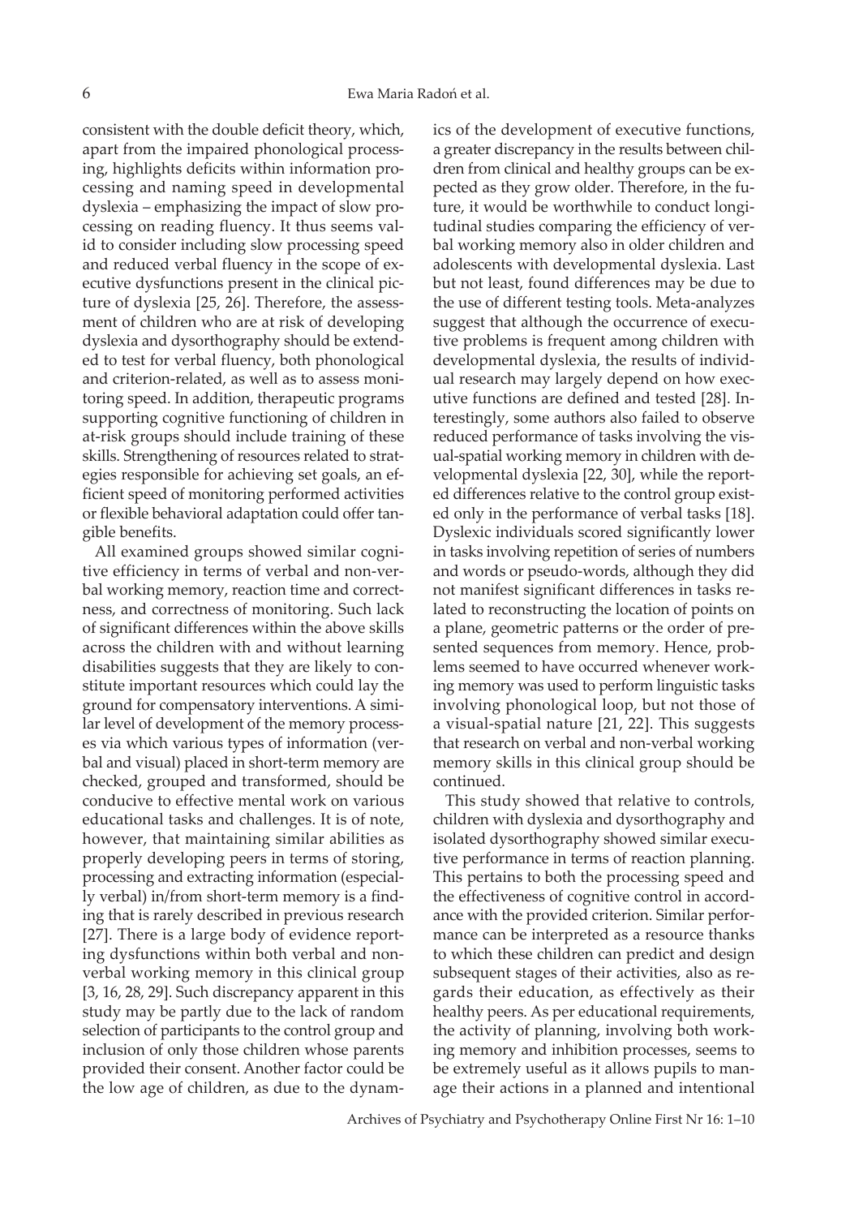consistent with the double deficit theory, which, apart from the impaired phonological processing, highlights deficits within information processing and naming speed in developmental dyslexia – emphasizing the impact of slow processing on reading fluency. It thus seems valid to consider including slow processing speed and reduced verbal fluency in the scope of executive dysfunctions present in the clinical picture of dyslexia [25, 26]. Therefore, the assessment of children who are at risk of developing dyslexia and dysorthography should be extended to test for verbal fluency, both phonological and criterion-related, as well as to assess monitoring speed. In addition, therapeutic programs supporting cognitive functioning of children in at-risk groups should include training of these skills. Strengthening of resources related to strategies responsible for achieving set goals, an efficient speed of monitoring performed activities or flexible behavioral adaptation could offer tangible benefits.

All examined groups showed similar cognitive efficiency in terms of verbal and non-verbal working memory, reaction time and correctness, and correctness of monitoring. Such lack of significant differences within the above skills across the children with and without learning disabilities suggests that they are likely to constitute important resources which could lay the ground for compensatory interventions. A similar level of development of the memory processes via which various types of information (verbal and visual) placed in short-term memory are checked, grouped and transformed, should be conducive to effective mental work on various educational tasks and challenges. It is of note, however, that maintaining similar abilities as properly developing peers in terms of storing, processing and extracting information (especially verbal) in/from short-term memory is a finding that is rarely described in previous research [27]. There is a large body of evidence reporting dysfunctions within both verbal and non-verbal working memory in this clinical group [3, 16, 28, 29]. Such discrepancy apparent in this study may be partly due to the lack of random selection of participants to the control group and inclusion of only those children whose parents provided their consent. Another factor could be the low age of children, as due to the dynamics of the development of executive functions, a greater discrepancy in the results between children from clinical and healthy groups can be expected as they grow older. Therefore, in the future, it would be worthwhile to conduct longitudinal studies comparing the efficiency of verbal working memory also in older children and adolescents with developmental dyslexia. Last but not least, found differences may be due to the use of different testing tools. Meta-analyzes suggest that although the occurrence of executive problems is frequent among children with developmental dyslexia, the results of individual research may largely depend on how executive functions are defined and tested [28]. Interestingly, some authors also failed to observe reduced performance of tasks involving the visual-spatial working memory in children with developmental dyslexia [22, 30], while the reported differences relative to the control group existed only in the performance of verbal tasks [18]. Dyslexic individuals scored significantly lower in tasks involving repetition of series of numbers and words or pseudo-words, although they did not manifest significant differences in tasks related to reconstructing the location of points on a plane, geometric patterns or the order of presented sequences from memory. Hence, problems seemed to have occurred whenever working memory was used to perform linguistic tasks involving phonological loop, but not those of a visual-spatial nature [21, 22]. This suggests that research on verbal and non-verbal working memory skills in this clinical group should be continued.

This study showed that relative to controls, children with dyslexia and dysorthography and isolated dysorthography showed similar executive performance in terms of reaction planning. This pertains to both the processing speed and the effectiveness of cognitive control in accordance with the provided criterion. Similar performance can be interpreted as a resource thanks to which these children can predict and design subsequent stages of their activities, also as regards their education, as effectively as their healthy peers. As per educational requirements, the activity of planning, involving both working memory and inhibition processes, seems to be extremely useful as it allows pupils to manage their actions in a planned and intentional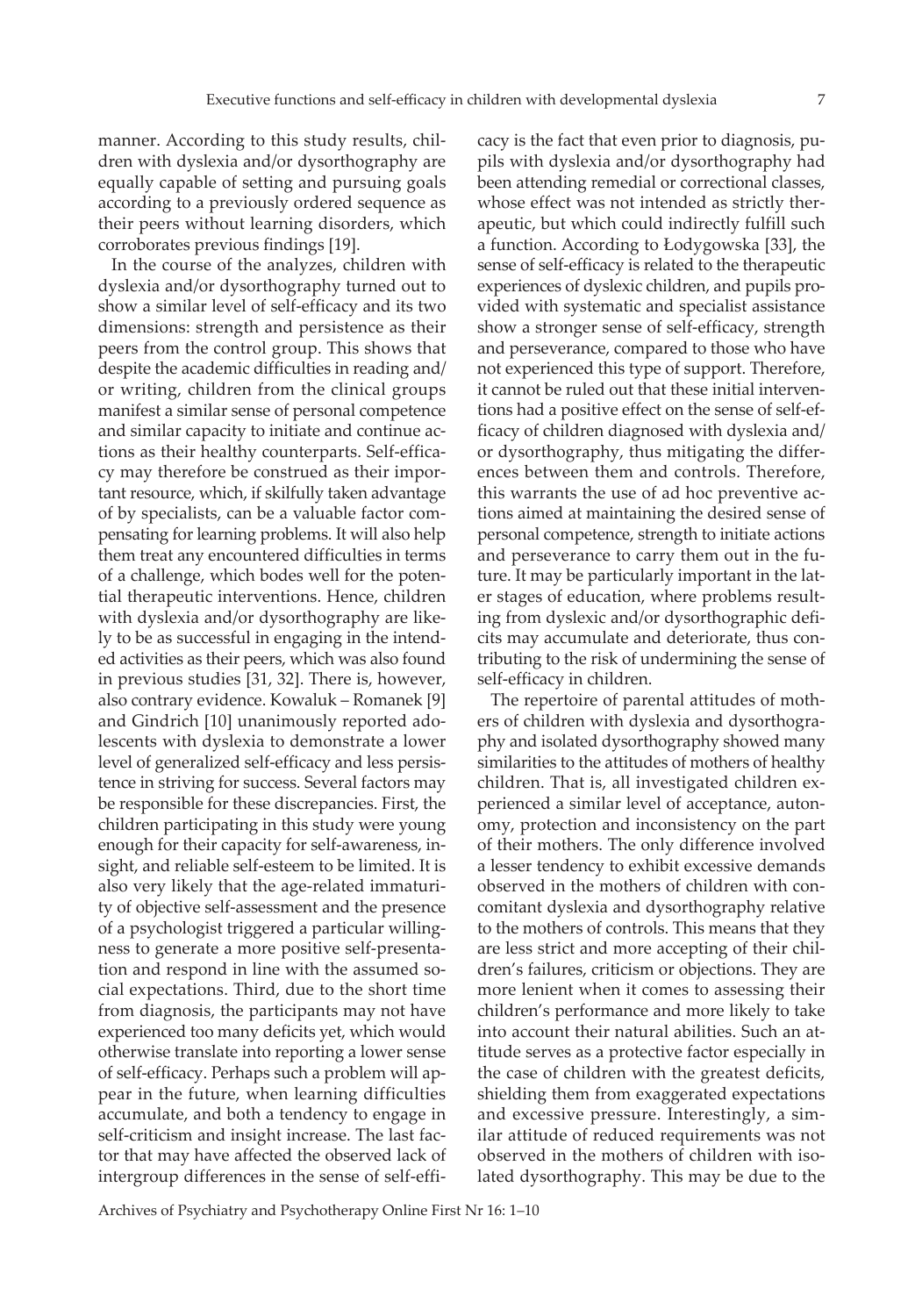manner. According to this study results, children with dyslexia and/or dysorthography are equally capable of setting and pursuing goals according to a previously ordered sequence as their peers without learning disorders, which corroborates previous findings [19].

In the course of the analyzes, children with dyslexia and/or dysorthography turned out to show a similar level of self-efficacy and its two dimensions: strength and persistence as their peers from the control group. This shows that despite the academic difficulties in reading and/or writing, children from the clinical groups manifest a similar sense of personal competence and similar capacity to initiate and continue actions as their healthy counterparts. Self-efficacy may therefore be construed as their important resource, which, if skilfully taken advantage of by specialists, can be a valuable factor compensating for learning problems. It will also help them treat any encountered difficulties in terms of a challenge, which bodes well for the potential therapeutic interventions. Hence, children with dyslexia and/or dysorthography are likely to be as successful in engaging in the intended activities as their peers, which was also found in previous studies [31, 32]. There is, however, also contrary evidence. Kowaluk – Romanek [9] and Gindrich [10] unanimously reported adolescents with dyslexia to demonstrate a lower level of generalized self-efficacy and less persistence in striving for success. Several factors may be responsible for these discrepancies. First, the children participating in this study were young enough for their capacity for self-awareness, insight, and reliable self-esteem to be limited. It is also very likely that the age-related immaturity of objective self-assessment and the presence of a psychologist triggered a particular willingness to generate a more positive self-presentation and respond in line with the assumed social expectations. Third, due to the short time from diagnosis, the participants may not have experienced too many deficits yet, which would otherwise translate into reporting a lower sense of self-efficacy. Perhaps such a problem will appear in the future, when learning difficulties accumulate, and both a tendency to engage in self-criticism and insight increase. The last factor that may have affected the observed lack of intergroup differences in the sense of self-efficacy is the fact that even prior to diagnosis, pupils with dyslexia and/or dysorthography had been attending remedial or correctional classes, whose effect was not intended as strictly therapeutic, but which could indirectly fulfill such a function. According to Łodygowska [33], the sense of self-efficacy is related to the therapeutic experiences of dyslexic children, and pupils provided with systematic and specialist assistance show a stronger sense of self-efficacy, strength and perseverance, compared to those who have not experienced this type of support. Therefore, it cannot be ruled out that these initial interventions had a positive effect on the sense of self-efficacy of children diagnosed with dyslexia and/or dysorthography, thus mitigating the differences between them and controls. Therefore, this warrants the use of ad hoc preventive actions aimed at maintaining the desired sense of personal competence, strength to initiate actions and perseverance to carry them out in the future. It may be particularly important in the later stages of education, where problems resulting from dyslexic and/or dysorthographic deficits may accumulate and deteriorate, thus contributing to the risk of undermining the sense of self-efficacy in children.

The repertoire of parental attitudes of mothers of children with dyslexia and dysorthography and isolated dysorthography showed many similarities to the attitudes of mothers of healthy children. That is, all investigated children experienced a similar level of acceptance, autonomy, protection and inconsistency on the part of their mothers. The only difference involved a lesser tendency to exhibit excessive demands observed in the mothers of children with concomitant dyslexia and dysorthography relative to the mothers of controls. This means that they are less strict and more accepting of their children's failures, criticism or objections. They are more lenient when it comes to assessing their children's performance and more likely to take into account their natural abilities. Such an attitude serves as a protective factor especially in the case of children with the greatest deficits, shielding them from exaggerated expectations and excessive pressure. Interestingly, a similar attitude of reduced requirements was not observed in the mothers of children with isolated dysorthography. This may be due to the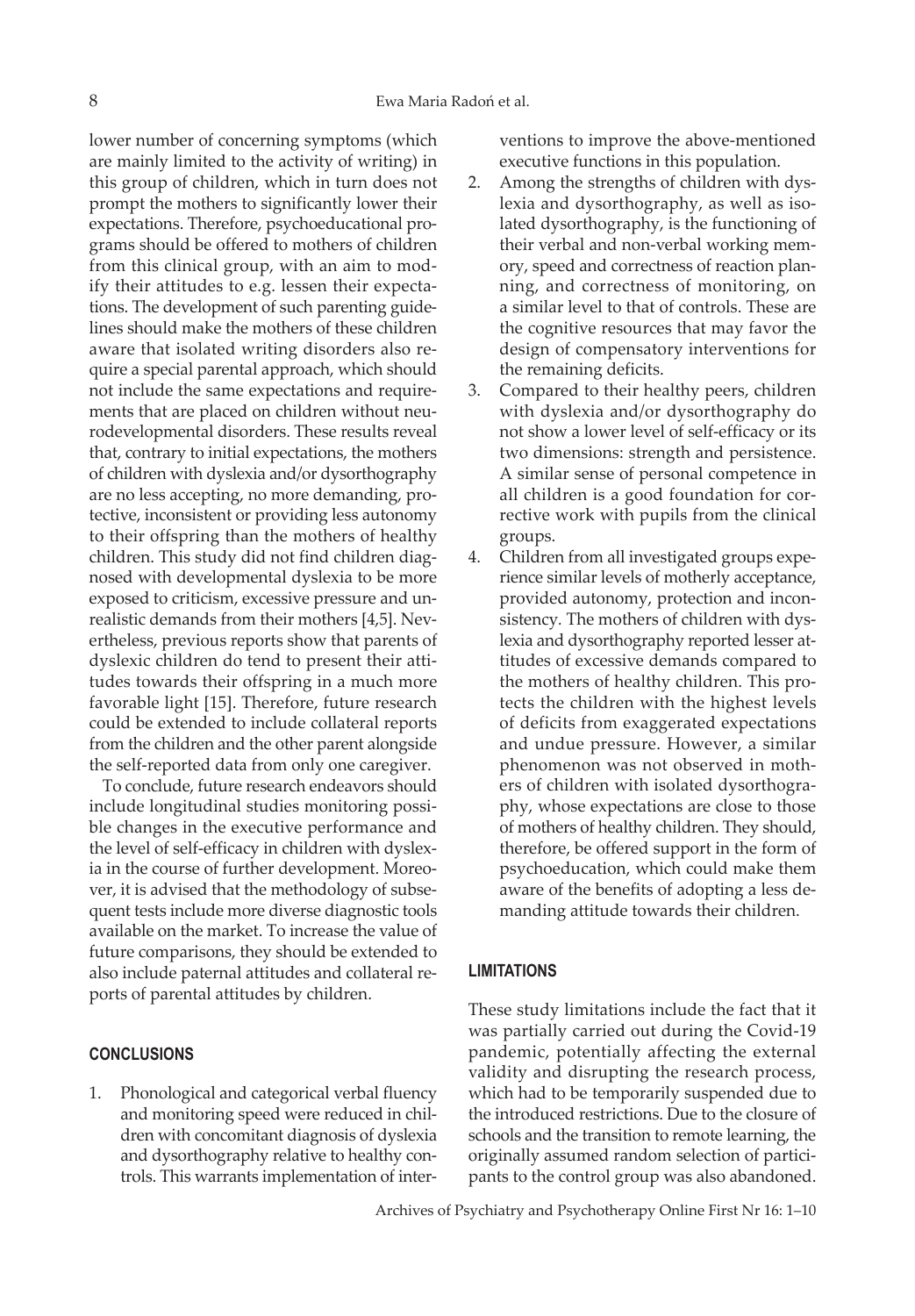lower number of concerning symptoms (which are mainly limited to the activity of writing) in this group of children, which in turn does not prompt the mothers to significantly lower their expectations. Therefore, psychoeducational programs should be offered to mothers of children from this clinical group, with an aim to modify their attitudes to e.g. lessen their expectations. The development of such parenting guidelines should make the mothers of these children aware that isolated writing disorders also require a special parental approach, which should not include the same expectations and requirements that are placed on children without neurodevelopmental disorders. These results reveal that, contrary to initial expectations, the mothers of children with dyslexia and/or dysorthography are no less accepting, no more demanding, protective, inconsistent or providing less autonomy to their offspring than the mothers of healthy children. This study did not find children diagnosed with developmental dyslexia to be more exposed to criticism, excessive pressure and unrealistic demands from their mothers [4,5]. Nevertheless, previous reports show that parents of dyslexic children do tend to present their attitudes towards their offspring in a much more favorable light [15]. Therefore, future research could be extended to include collateral reports from the children and the other parent alongside the self-reported data from only one caregiver.

To conclude, future research endeavors should include longitudinal studies monitoring possible changes in the executive performance and the level of self-efficacy in children with dyslexia in the course of further development. Moreover, it is advised that the methodology of subsequent tests include more diverse diagnostic tools available on the market. To increase the value of future comparisons, they should be extended to also include paternal attitudes and collateral reports of parental attitudes by children.

## CONCLUSIONS

1. Phonological and categorical verbal fluency and monitoring speed were reduced in children with concomitant diagnosis of dyslexia and dysorthography relative to healthy controls. This warrants implementation of interventions to improve the above-mentioned executive functions in this population.
2. Among the strengths of children with dyslexia and dysorthography, as well as isolated dysorthography, is the functioning of their verbal and non-verbal working memory, speed and correctness of reaction planning, and correctness of monitoring, on a similar level to that of controls. These are the cognitive resources that may favor the design of compensatory interventions for the remaining deficits.
3. Compared to their healthy peers, children with dyslexia and/or dysorthography do not show a lower level of self-efficacy or its two dimensions: strength and persistence. A similar sense of personal competence in all children is a good foundation for corrective work with pupils from the clinical groups.
4. Children from all investigated groups experience similar levels of motherly acceptance, provided autonomy, protection and inconsistency. The mothers of children with dyslexia and dysorthography reported lesser attitudes of excessive demands compared to the mothers of healthy children. This protects the children with the highest levels of deficits from exaggerated expectations and undue pressure. However, a similar phenomenon was not observed in mothers of children with isolated dysorthography, whose expectations are close to those of mothers of healthy children. They should, therefore, be offered support in the form of psychoeducation, which could make them aware of the benefits of adopting a less demanding attitude towards their children.

## LIMITATIONS

These study limitations include the fact that it was partially carried out during the Covid-19 pandemic, potentially affecting the external validity and disrupting the research process, which had to be temporarily suspended due to the introduced restrictions. Due to the closure of schools and the transition to remote learning, the originally assumed random selection of participants to the control group was also abandoned.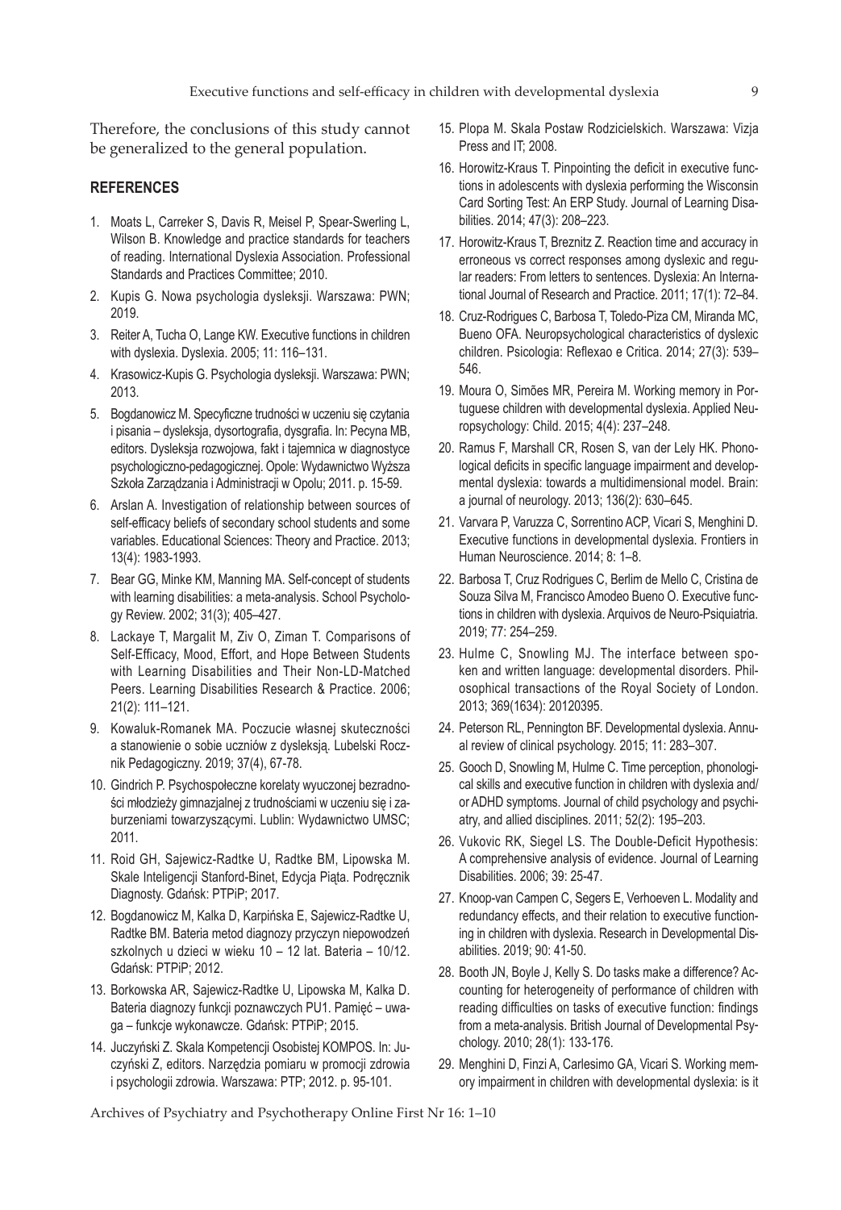Therefore, the conclusions of this study cannot be generalized to the general population.

## REFERENCES

1. Moats L, Carreker S, Davis R, Meisel P, Spear-Swerling L, Wilson B. Knowledge and practice standards for teachers of reading. International Dyslexia Association. Professional Standards and Practices Committee; 2010.
2. Kupis G. Nowa psychologia dysleksji. Warszawa: PWN; 2019.
3. Reiter A, Tucha O, Lange KW. Executive functions in children with dyslexia. Dyslexia. 2005; 11: 116–131.
4. Krasowicz-Kupis G. Psychologia dysleksji. Warszawa: PWN; 2013.
5. Bogdanowicz M. Specyficzne trudności w uczeniu się czytania i pisania – dysleksja, dysortografia, dysgrafia. In: Pecyna MB, editors. Dysleksja rozwojowa, fakt i tajemnica w diagnostyce psychologiczno-pedagogicznej. Opole: Wydawnictwo Wyższa Szkoła Zarządzania i Administracji w Opolu; 2011. p. 15-59.
6. Arslan A. Investigation of relationship between sources of self-efficacy beliefs of secondary school students and some variables. Educational Sciences: Theory and Practice. 2013; 13(4): 1983-1993.
7. Bear GG, Minke KM, Manning MA. Self-concept of students with learning disabilities: a meta-analysis. School Psychology Review. 2002; 31(3); 405–427.
8. Lackaye T, Margalit M, Ziv O, Ziman T. Comparisons of Self-Efficacy, Mood, Effort, and Hope Between Students with Learning Disabilities and Their Non-LD-Matched Peers. Learning Disabilities Research & Practice. 2006; 21(2): 111–121.
9. Kowaluk-Romanek MA. Poczucie własnej skuteczności a stanowienie o sobie uczniów z dysleksją. Lubelski Rocznik Pedagogiczny. 2019; 37(4), 67-78.
10. Gindrich P. Psychospołeczne korelaty wyuczonej bezradności młodzieży gimnazjalnej z trudnościami w uczeniu się i zaburzeniami towarzyszącymi. Lublin: Wydawnictwo UMSC; 2011.
11. Roid GH, Sajewicz-Radtke U, Radtke BM, Lipowska M. Skale Inteligencji Stanford-Binet, Edycja Piąta. Podręcznik Diagnosty. Gdańsk: PTPiP; 2017.
12. Bogdanowicz M, Kalka D, Karpińska E, Sajewicz-Radtke U, Radtke BM. Bateria metod diagnozy przyczyn niepowodzeń szkolnych u dzieci w wieku 10 – 12 lat. Bateria – 10/12. Gdańsk: PTPiP; 2012.
13. Borkowska AR, Sajewicz-Radtke U, Lipowska M, Kalka D. Bateria diagnozy funkcji poznawczych PU1. Pamięć – uwaga – funkcje wykonawcze. Gdańsk: PTPiP; 2015.
14. Juczyński Z. Skala Kompetencji Osobistej KOMPOS. In: Juczyński Z, editors. Narzędzia pomiaru w promocji zdrowia i psychologii zdrowia. Warszawa: PTP; 2012. p. 95-101.
15. Plopa M. Skala Postaw Rodzicielskich. Warszawa: Vizja Press and IT; 2008.
16. Horowitz-Kraus T. Pinpointing the deficit in executive functions in adolescents with dyslexia performing the Wisconsin Card Sorting Test: An ERP Study. Journal of Learning Disabilities. 2014; 47(3): 208–223.
17. Horowitz-Kraus T, Breznitz Z. Reaction time and accuracy in erroneous vs correct responses among dyslexic and regular readers: From letters to sentences. Dyslexia: An International Journal of Research and Practice. 2011; 17(1): 72–84.
18. Cruz-Rodrigues C, Barbosa T, Toledo-Piza CM, Miranda MC, Bueno OFA. Neuropsychological characteristics of dyslexic children. Psicologia: Reflexao e Critica. 2014; 27(3): 539–546.
19. Moura O, Simões MR, Pereira M. Working memory in Portuguese children with developmental dyslexia. Applied Neuropsychology: Child. 2015; 4(4): 237–248.
20. Ramus F, Marshall CR, Rosen S, van der Lely HK. Phonological deficits in specific language impairment and developmental dyslexia: towards a multidimensional model. Brain: a journal of neurology. 2013; 136(2): 630–645.
21. Varvara P, Varuzza C, Sorrentino ACP, Vicari S, Menghini D. Executive functions in developmental dyslexia. Frontiers in Human Neuroscience. 2014; 8: 1–8.
22. Barbosa T, Cruz Rodrigues C, Berlim de Mello C, Cristina de Souza Silva M, Francisco Amodeo Bueno O. Executive functions in children with dyslexia. Arquivos de Neuro-Psiquiatria. 2019; 77: 254–259.
23. Hulme C, Snowling MJ. The interface between spoken and written language: developmental disorders. Philosophical transactions of the Royal Society of London. 2013; 369(1634): 20120395.
24. Peterson RL, Pennington BF. Developmental dyslexia. Annual review of clinical psychology. 2015; 11: 283–307.
25. Gooch D, Snowling M, Hulme C. Time perception, phonological skills and executive function in children with dyslexia and/or ADHD symptoms. Journal of child psychology and psychiatry, and allied disciplines. 2011; 52(2): 195–203.
26. Vukovic RK, Siegel LS. The Double-Deficit Hypothesis: A comprehensive analysis of evidence. Journal of Learning Disabilities. 2006; 39: 25-47.
27. Knoop-van Campen C, Segers E, Verhoeven L. Modality and redundancy effects, and their relation to executive functioning in children with dyslexia. Research in Developmental Disabilities. 2019; 90: 41-50.
28. Booth JN, Boyle J, Kelly S. Do tasks make a difference? Accounting for heterogeneity of performance of children with reading difficulties on tasks of executive function: findings from a meta-analysis. British Journal of Developmental Psychology. 2010; 28(1): 133-176.
29. Menghini D, Finzi A, Carlesimo GA, Vicari S. Working memory impairment in children with developmental dyslexia: is it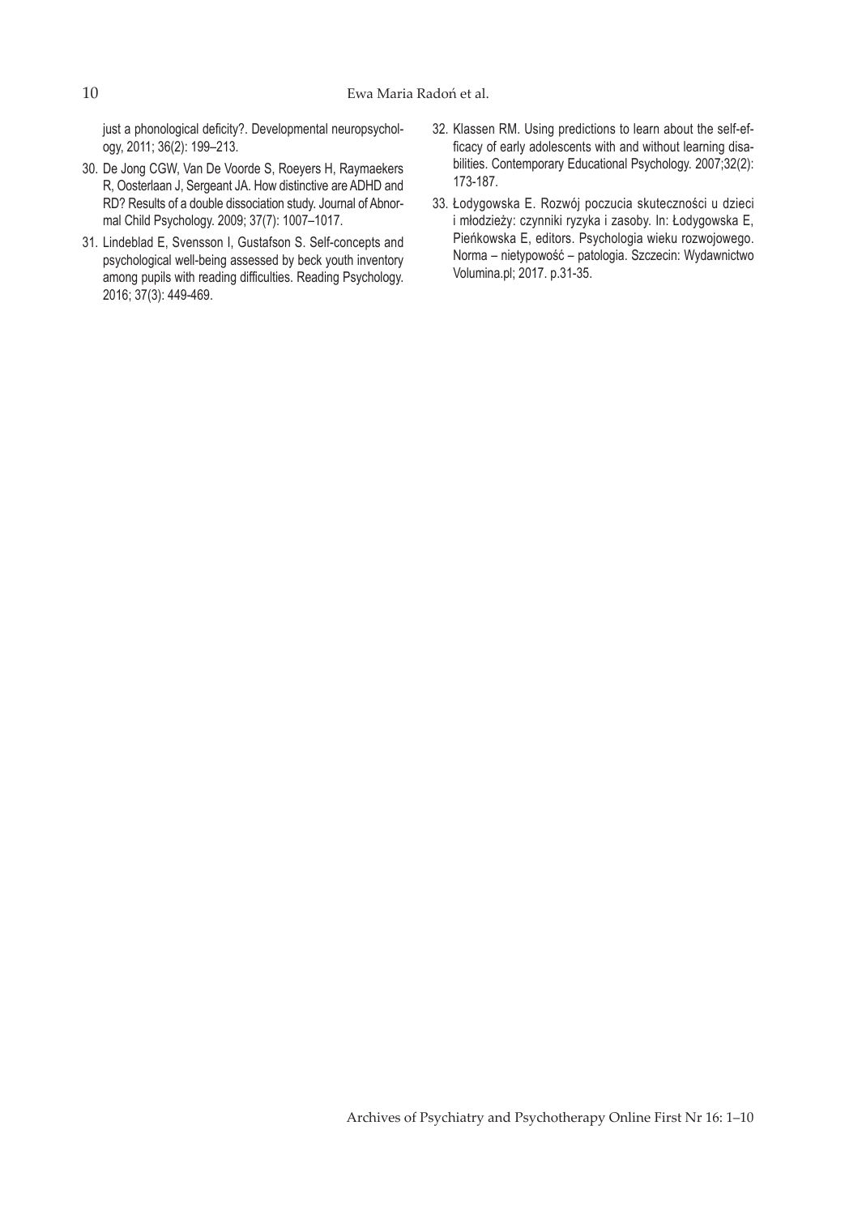just a phonological deficity?. Developmental neuropsychology, 2011; 36(2): 199–213.

30. De Jong CGW, Van De Voorde S, Roeyers H, Raymaekers R, Oosterlaan J, Sergeant JA. How distinctive are ADHD and RD? Results of a double dissociation study. Journal of Abnormal Child Psychology. 2009; 37(7): 1007–1017.
31. Lindeblad E, Svensson I, Gustafson S. Self-concepts and psychological well-being assessed by beck youth inventory among pupils with reading difficulties. Reading Psychology. 2016; 37(3): 449-469.
32. Klassen RM. Using predictions to learn about the self-efficacy of early adolescents with and without learning disabilities. Contemporary Educational Psychology. 2007;32(2): 173-187.
33. Łodygowska E. Rozwój poczucia skuteczności u dzieci i młodzieży: czynniki ryzyka i zasoby. In: Łodygowska E, Pieńkowska E, editors. Psychologia wieku rozwojowego. Norma – nietypowość – patologia. Szczecin: Wydawnictwo Volumina.pl; 2017. p.31-35.